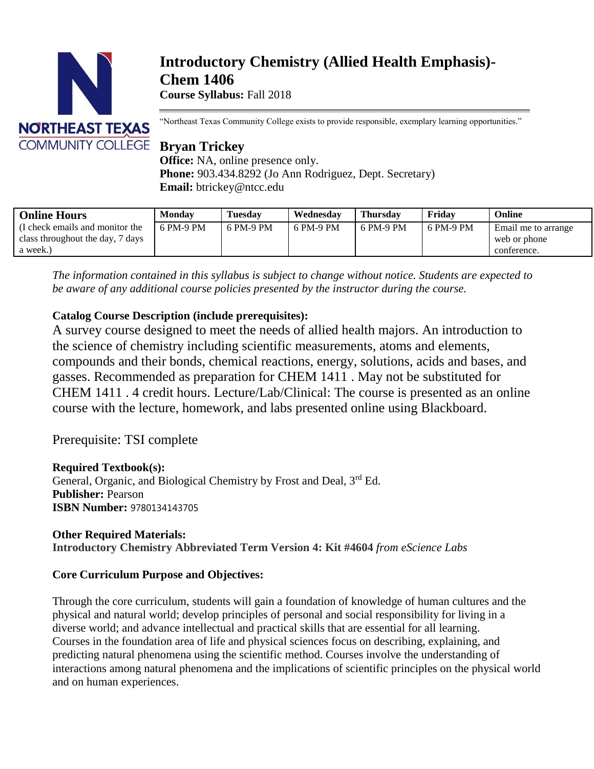# Introductory Chemistry (Allied Health Emphasis)-Chem 1406

**Course Syllabus:** Fall 2018

"Northeast Texas Community College exists to provide responsible, exemplary learning opportunities."

## Bryan Trickey

**Office:** NA, online presence only.
**Phone:** 903.434.8292 (Jo Ann Rodriguez, Dept. Secretary)
**Email:** btrickey@ntcc.edu

| **Online Hours** | **Monday** | **Tuesday** | **Wednesday** | **Thursday** | **Friday** | **Online** |
|---|---|---|---|---|---|---|
| (I check emails and monitor the class throughout the day, 7 days a week.) | 6 PM-9 PM | 6 PM-9 PM | 6 PM-9 PM | 6 PM-9 PM | 6 PM-9 PM | Email me to arrange web or phone conference. |

*The information contained in this syllabus is subject to change without notice. Students are expected to be aware of any additional course policies presented by the instructor during the course.*

**Catalog Course Description (include prerequisites):**

A survey course designed to meet the needs of allied health majors. An introduction to the science of chemistry including scientific measurements, atoms and elements, compounds and their bonds, chemical reactions, energy, solutions, acids and bases, and gasses. Recommended as preparation for CHEM 1411 . May not be substituted for CHEM 1411 . 4 credit hours. Lecture/Lab/Clinical: The course is presented as an online course with the lecture, homework, and labs presented online using Blackboard.

Prerequisite: TSI complete

**Required Textbook(s):**
General, Organic, and Biological Chemistry by Frost and Deal, 3rd Ed.
**Publisher:** Pearson
**ISBN Number:** 9780134143705

**Other Required Materials:**
**Introductory Chemistry Abbreviated Term Version 4: Kit #4604** *from eScience Labs*

**Core Curriculum Purpose and Objectives:**

Through the core curriculum, students will gain a foundation of knowledge of human cultures and the physical and natural world; develop principles of personal and social responsibility for living in a diverse world; and advance intellectual and practical skills that are essential for all learning. Courses in the foundation area of life and physical sciences focus on describing, explaining, and predicting natural phenomena using the scientific method. Courses involve the understanding of interactions among natural phenomena and the implications of scientific principles on the physical world and on human experiences.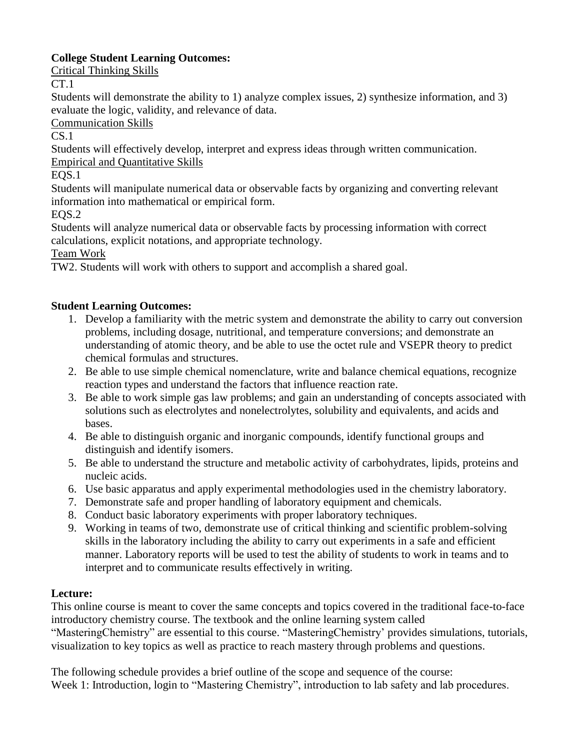**College Student Learning Outcomes:**

Critical Thinking Skills

CT.1

Students will demonstrate the ability to 1) analyze complex issues, 2) synthesize information, and 3) evaluate the logic, validity, and relevance of data.

Communication Skills

CS.1

Students will effectively develop, interpret and express ideas through written communication.

Empirical and Quantitative Skills

EQS.1

Students will manipulate numerical data or observable facts by organizing and converting relevant information into mathematical or empirical form.

EQS.2

Students will analyze numerical data or observable facts by processing information with correct calculations, explicit notations, and appropriate technology.

Team Work

TW2. Students will work with others to support and accomplish a shared goal.

**Student Learning Outcomes:**

1. Develop a familiarity with the metric system and demonstrate the ability to carry out conversion problems, including dosage, nutritional, and temperature conversions; and demonstrate an understanding of atomic theory, and be able to use the octet rule and VSEPR theory to predict chemical formulas and structures.
2. Be able to use simple chemical nomenclature, write and balance chemical equations, recognize reaction types and understand the factors that influence reaction rate.
3. Be able to work simple gas law problems; and gain an understanding of concepts associated with solutions such as electrolytes and nonelectrolytes, solubility and equivalents, and acids and bases.
4. Be able to distinguish organic and inorganic compounds, identify functional groups and distinguish and identify isomers.
5. Be able to understand the structure and metabolic activity of carbohydrates, lipids, proteins and nucleic acids.
6. Use basic apparatus and apply experimental methodologies used in the chemistry laboratory.
7. Demonstrate safe and proper handling of laboratory equipment and chemicals.
8. Conduct basic laboratory experiments with proper laboratory techniques.
9. Working in teams of two, demonstrate use of critical thinking and scientific problem-solving skills in the laboratory including the ability to carry out experiments in a safe and efficient manner. Laboratory reports will be used to test the ability of students to work in teams and to interpret and to communicate results effectively in writing.

**Lecture:**

This online course is meant to cover the same concepts and topics covered in the traditional face-to-face introductory chemistry course. The textbook and the online learning system called "MasteringChemistry" are essential to this course. "MasteringChemistry' provides simulations, tutorials, visualization to key topics as well as practice to reach mastery through problems and questions.

The following schedule provides a brief outline of the scope and sequence of the course:

Week 1: Introduction, login to "Mastering Chemistry", introduction to lab safety and lab procedures.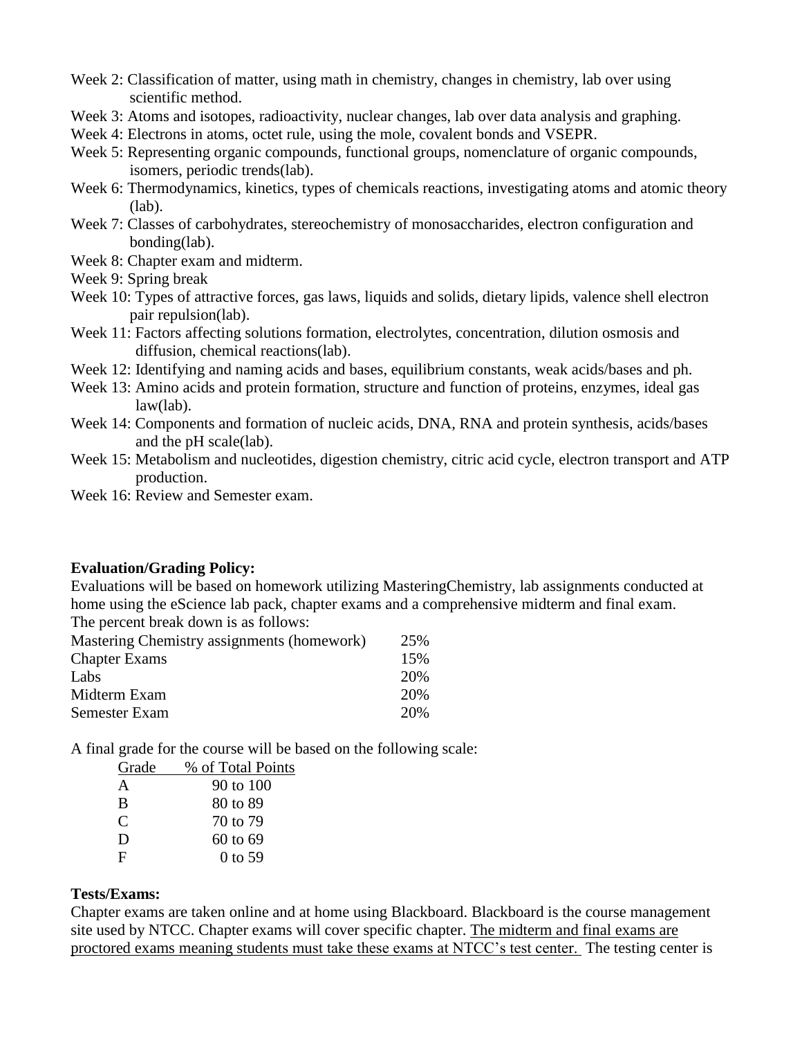- Week 2: Classification of matter, using math in chemistry, changes in chemistry, lab over using scientific method.
- Week 3: Atoms and isotopes, radioactivity, nuclear changes, lab over data analysis and graphing.
- Week 4: Electrons in atoms, octet rule, using the mole, covalent bonds and VSEPR.
- Week 5: Representing organic compounds, functional groups, nomenclature of organic compounds, isomers, periodic trends(lab).
- Week 6: Thermodynamics, kinetics, types of chemicals reactions, investigating atoms and atomic theory (lab).
- Week 7: Classes of carbohydrates, stereochemistry of monosaccharides, electron configuration and bonding(lab).
- Week 8: Chapter exam and midterm.
- Week 9: Spring break
- Week 10: Types of attractive forces, gas laws, liquids and solids, dietary lipids, valence shell electron pair repulsion(lab).
- Week 11: Factors affecting solutions formation, electrolytes, concentration, dilution osmosis and diffusion, chemical reactions(lab).
- Week 12: Identifying and naming acids and bases, equilibrium constants, weak acids/bases and ph.
- Week 13: Amino acids and protein formation, structure and function of proteins, enzymes, ideal gas law(lab).
- Week 14: Components and formation of nucleic acids, DNA, RNA and protein synthesis, acids/bases and the pH scale(lab).
- Week 15: Metabolism and nucleotides, digestion chemistry, citric acid cycle, electron transport and ATP production.
- Week 16: Review and Semester exam.

**Evaluation/Grading Policy:**

Evaluations will be based on homework utilizing MasteringChemistry, lab assignments conducted at home using the eScience lab pack, chapter exams and a comprehensive midterm and final exam.

The percent break down is as follows:

| Component | Percent |
|---|---|
| Mastering Chemistry assignments (homework) | 25% |
| Chapter Exams | 15% |
| Labs | 20% |
| Midterm Exam | 20% |
| Semester Exam | 20% |

A final grade for the course will be based on the following scale:

| Grade | % of Total Points |
|---|---|
| A | 90 to 100 |
| B | 80 to 89 |
| C | 70 to 79 |
| D | 60 to 69 |
| F | 0 to 59 |

**Tests/Exams:**

Chapter exams are taken online and at home using Blackboard. Blackboard is the course management site used by NTCC. Chapter exams will cover specific chapter. The midterm and final exams are proctored exams meaning students must take these exams at NTCC's test center. The testing center is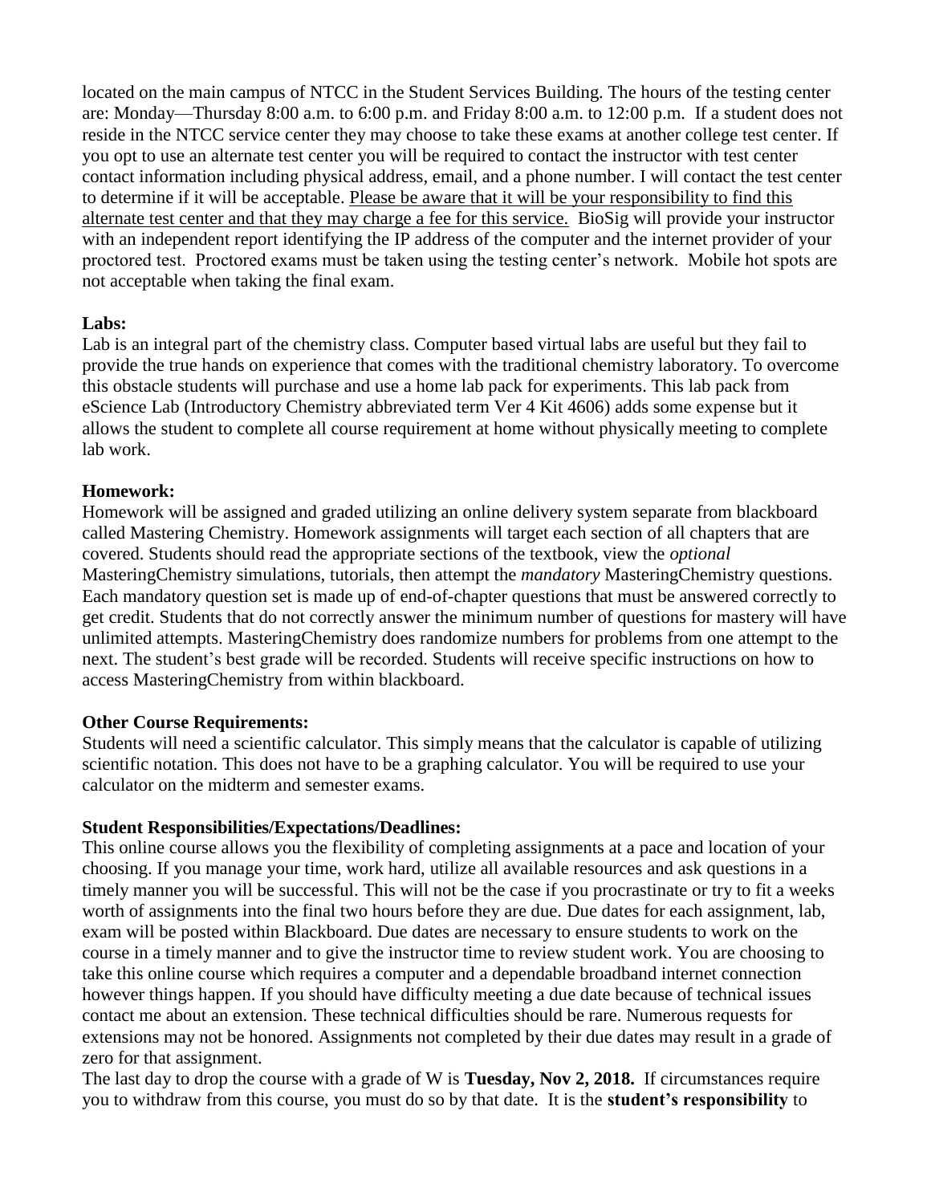located on the main campus of NTCC in the Student Services Building. The hours of the testing center are: Monday—Thursday 8:00 a.m. to 6:00 p.m. and Friday 8:00 a.m. to 12:00 p.m. If a student does not reside in the NTCC service center they may choose to take these exams at another college test center. If you opt to use an alternate test center you will be required to contact the instructor with test center contact information including physical address, email, and a phone number. I will contact the test center to determine if it will be acceptable. Please be aware that it will be your responsibility to find this alternate test center and that they may charge a fee for this service. BioSig will provide your instructor with an independent report identifying the IP address of the computer and the internet provider of your proctored test. Proctored exams must be taken using the testing center's network. Mobile hot spots are not acceptable when taking the final exam.

**Labs:**
Lab is an integral part of the chemistry class. Computer based virtual labs are useful but they fail to provide the true hands on experience that comes with the traditional chemistry laboratory. To overcome this obstacle students will purchase and use a home lab pack for experiments. This lab pack from eScience Lab (Introductory Chemistry abbreviated term Ver 4 Kit 4606) adds some expense but it allows the student to complete all course requirement at home without physically meeting to complete lab work.

**Homework:**
Homework will be assigned and graded utilizing an online delivery system separate from blackboard called Mastering Chemistry. Homework assignments will target each section of all chapters that are covered. Students should read the appropriate sections of the textbook, view the *optional* MasteringChemistry simulations, tutorials, then attempt the *mandatory* MasteringChemistry questions. Each mandatory question set is made up of end-of-chapter questions that must be answered correctly to get credit. Students that do not correctly answer the minimum number of questions for mastery will have unlimited attempts. MasteringChemistry does randomize numbers for problems from one attempt to the next. The student's best grade will be recorded. Students will receive specific instructions on how to access MasteringChemistry from within blackboard.

**Other Course Requirements:**
Students will need a scientific calculator. This simply means that the calculator is capable of utilizing scientific notation. This does not have to be a graphing calculator. You will be required to use your calculator on the midterm and semester exams.

**Student Responsibilities/Expectations/Deadlines:**
This online course allows you the flexibility of completing assignments at a pace and location of your choosing. If you manage your time, work hard, utilize all available resources and ask questions in a timely manner you will be successful. This will not be the case if you procrastinate or try to fit a weeks worth of assignments into the final two hours before they are due. Due dates for each assignment, lab, exam will be posted within Blackboard. Due dates are necessary to ensure students to work on the course in a timely manner and to give the instructor time to review student work. You are choosing to take this online course which requires a computer and a dependable broadband internet connection however things happen. If you should have difficulty meeting a due date because of technical issues contact me about an extension. These technical difficulties should be rare. Numerous requests for extensions may not be honored. Assignments not completed by their due dates may result in a grade of zero for that assignment.
The last day to drop the course with a grade of W is **Tuesday, Nov 2, 2018.** If circumstances require you to withdraw from this course, you must do so by that date. It is the **student's responsibility** to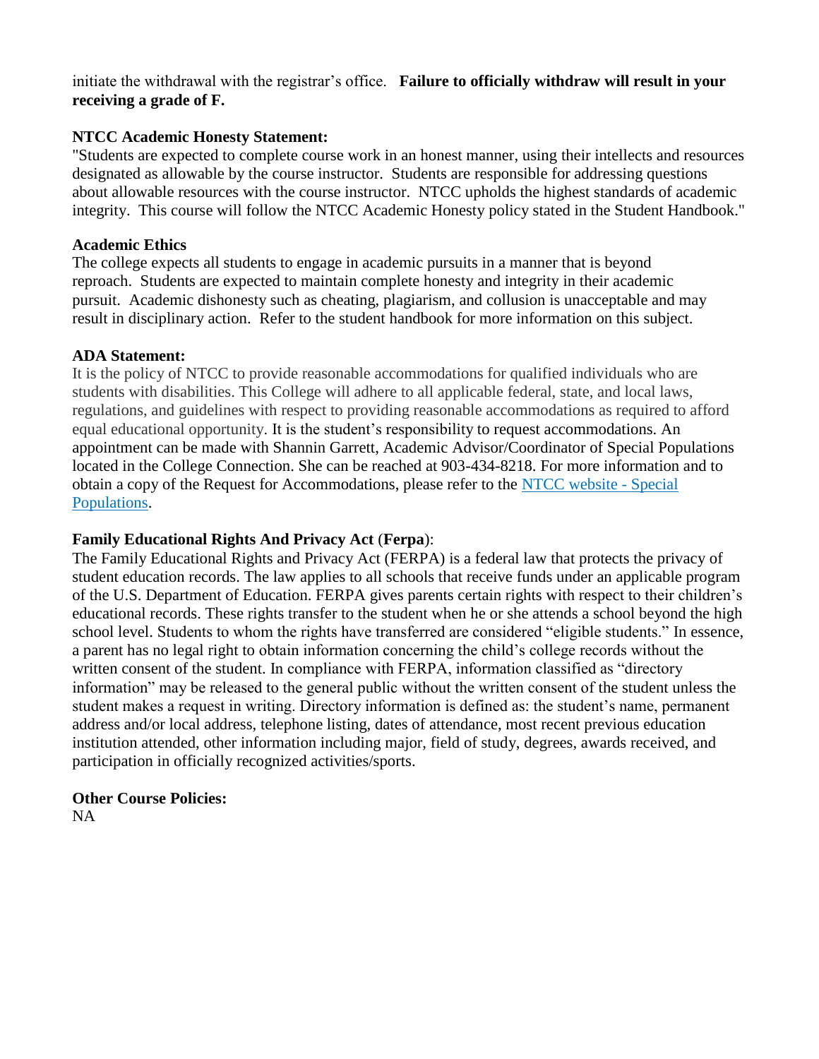initiate the withdrawal with the registrar's office. **Failure to officially withdraw will result in your receiving a grade of F.**

**NTCC Academic Honesty Statement:**

"Students are expected to complete course work in an honest manner, using their intellects and resources designated as allowable by the course instructor. Students are responsible for addressing questions about allowable resources with the course instructor. NTCC upholds the highest standards of academic integrity. This course will follow the NTCC Academic Honesty policy stated in the Student Handbook."

**Academic Ethics**

The college expects all students to engage in academic pursuits in a manner that is beyond reproach. Students are expected to maintain complete honesty and integrity in their academic pursuit. Academic dishonesty such as cheating, plagiarism, and collusion is unacceptable and may result in disciplinary action. Refer to the student handbook for more information on this subject.

**ADA Statement:**

It is the policy of NTCC to provide reasonable accommodations for qualified individuals who are students with disabilities. This College will adhere to all applicable federal, state, and local laws, regulations, and guidelines with respect to providing reasonable accommodations as required to afford equal educational opportunity. It is the student's responsibility to request accommodations. An appointment can be made with Shannin Garrett, Academic Advisor/Coordinator of Special Populations located in the College Connection. She can be reached at 903-434-8218. For more information and to obtain a copy of the Request for Accommodations, please refer to the [NTCC website - Special Populations].

**Family Educational Rights And Privacy Act (Ferpa):**

The Family Educational Rights and Privacy Act (FERPA) is a federal law that protects the privacy of student education records. The law applies to all schools that receive funds under an applicable program of the U.S. Department of Education. FERPA gives parents certain rights with respect to their children's educational records. These rights transfer to the student when he or she attends a school beyond the high school level. Students to whom the rights have transferred are considered "eligible students." In essence, a parent has no legal right to obtain information concerning the child's college records without the written consent of the student. In compliance with FERPA, information classified as "directory information" may be released to the general public without the written consent of the student unless the student makes a request in writing. Directory information is defined as: the student's name, permanent address and/or local address, telephone listing, dates of attendance, most recent previous education institution attended, other information including major, field of study, degrees, awards received, and participation in officially recognized activities/sports.

**Other Course Policies:**

NA